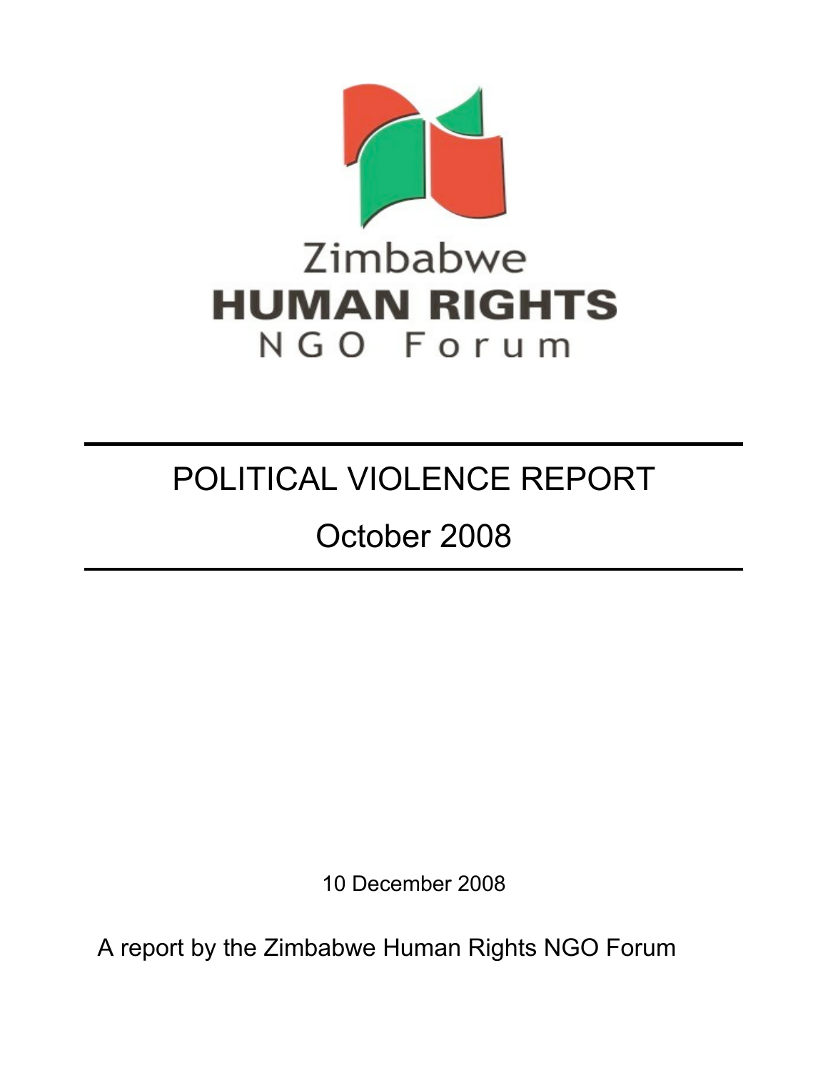Zimbabwe
**HUMAN RIGHTS**
NGO Forum

# POLITICAL VIOLENCE REPORT

## October 2008

10 December 2008

A report by the Zimbabwe Human Rights NGO Forum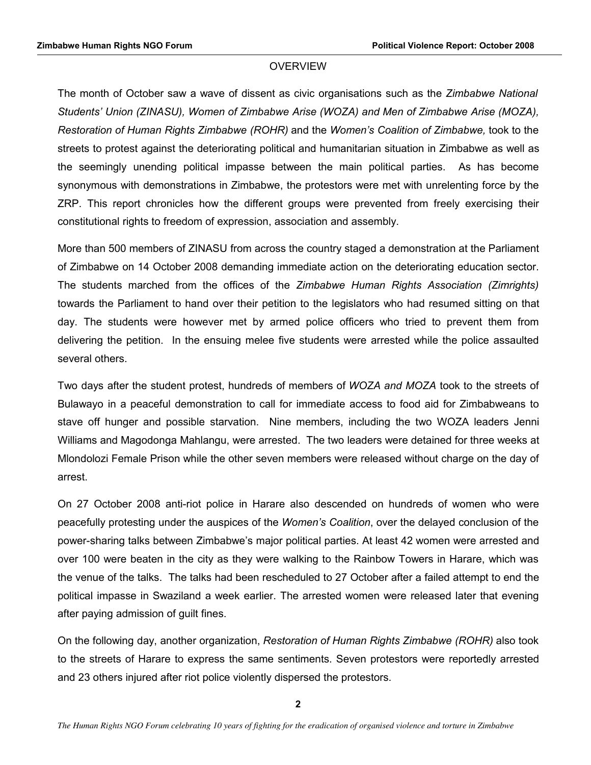## OVERVIEW

The month of October saw a wave of dissent as civic organisations such as the *Zimbabwe National Students' Union (ZINASU), Women of Zimbabwe Arise (WOZA) and Men of Zimbabwe Arise (MOZA), Restoration of Human Rights Zimbabwe (ROHR)* and the *Women's Coalition of Zimbabwe,* took to the streets to protest against the deteriorating political and humanitarian situation in Zimbabwe as well as the seemingly unending political impasse between the main political parties. As has become synonymous with demonstrations in Zimbabwe, the protestors were met with unrelenting force by the ZRP. This report chronicles how the different groups were prevented from freely exercising their constitutional rights to freedom of expression, association and assembly.

More than 500 members of ZINASU from across the country staged a demonstration at the Parliament of Zimbabwe on 14 October 2008 demanding immediate action on the deteriorating education sector. The students marched from the offices of the *Zimbabwe Human Rights Association (Zimrights)* towards the Parliament to hand over their petition to the legislators who had resumed sitting on that day. The students were however met by armed police officers who tried to prevent them from delivering the petition. In the ensuing melee five students were arrested while the police assaulted several others.

Two days after the student protest, hundreds of members of *WOZA and MOZA* took to the streets of Bulawayo in a peaceful demonstration to call for immediate access to food aid for Zimbabweans to stave off hunger and possible starvation. Nine members, including the two WOZA leaders Jenni Williams and Magodonga Mahlangu, were arrested. The two leaders were detained for three weeks at Mlondolozi Female Prison while the other seven members were released without charge on the day of arrest.

On 27 October 2008 anti-riot police in Harare also descended on hundreds of women who were peacefully protesting under the auspices of the *Women's Coalition*, over the delayed conclusion of the power-sharing talks between Zimbabwe's major political parties. At least 42 women were arrested and over 100 were beaten in the city as they were walking to the Rainbow Towers in Harare, which was the venue of the talks. The talks had been rescheduled to 27 October after a failed attempt to end the political impasse in Swaziland a week earlier. The arrested women were released later that evening after paying admission of guilt fines.

On the following day, another organization, *Restoration of Human Rights Zimbabwe (ROHR)* also took to the streets of Harare to express the same sentiments. Seven protestors were reportedly arrested and 23 others injured after riot police violently dispersed the protestors.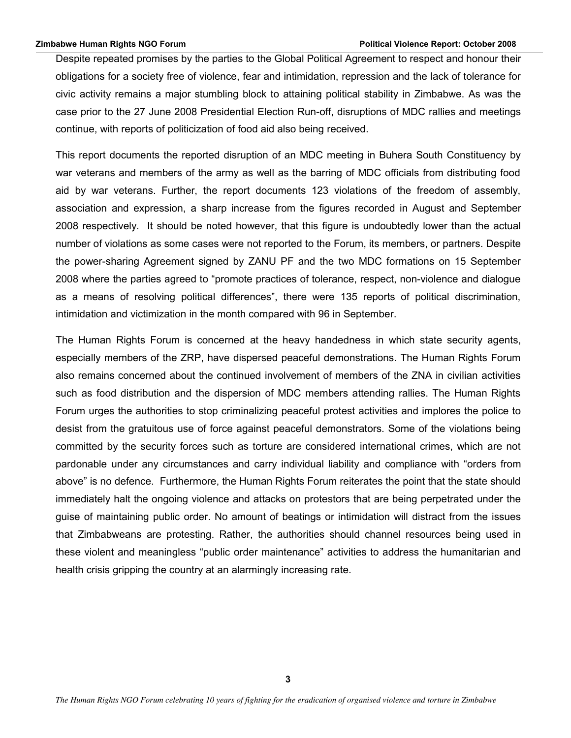Despite repeated promises by the parties to the Global Political Agreement to respect and honour their obligations for a society free of violence, fear and intimidation, repression and the lack of tolerance for civic activity remains a major stumbling block to attaining political stability in Zimbabwe. As was the case prior to the 27 June 2008 Presidential Election Run-off, disruptions of MDC rallies and meetings continue, with reports of politicization of food aid also being received.

This report documents the reported disruption of an MDC meeting in Buhera South Constituency by war veterans and members of the army as well as the barring of MDC officials from distributing food aid by war veterans. Further, the report documents 123 violations of the freedom of assembly, association and expression, a sharp increase from the figures recorded in August and September 2008 respectively. It should be noted however, that this figure is undoubtedly lower than the actual number of violations as some cases were not reported to the Forum, its members, or partners. Despite the power-sharing Agreement signed by ZANU PF and the two MDC formations on 15 September 2008 where the parties agreed to "promote practices of tolerance, respect, non-violence and dialogue as a means of resolving political differences", there were 135 reports of political discrimination, intimidation and victimization in the month compared with 96 in September.

The Human Rights Forum is concerned at the heavy handedness in which state security agents, especially members of the ZRP, have dispersed peaceful demonstrations. The Human Rights Forum also remains concerned about the continued involvement of members of the ZNA in civilian activities such as food distribution and the dispersion of MDC members attending rallies. The Human Rights Forum urges the authorities to stop criminalizing peaceful protest activities and implores the police to desist from the gratuitous use of force against peaceful demonstrators. Some of the violations being committed by the security forces such as torture are considered international crimes, which are not pardonable under any circumstances and carry individual liability and compliance with "orders from above" is no defence. Furthermore, the Human Rights Forum reiterates the point that the state should immediately halt the ongoing violence and attacks on protestors that are being perpetrated under the guise of maintaining public order. No amount of beatings or intimidation will distract from the issues that Zimbabweans are protesting. Rather, the authorities should channel resources being used in these violent and meaningless "public order maintenance" activities to address the humanitarian and health crisis gripping the country at an alarmingly increasing rate.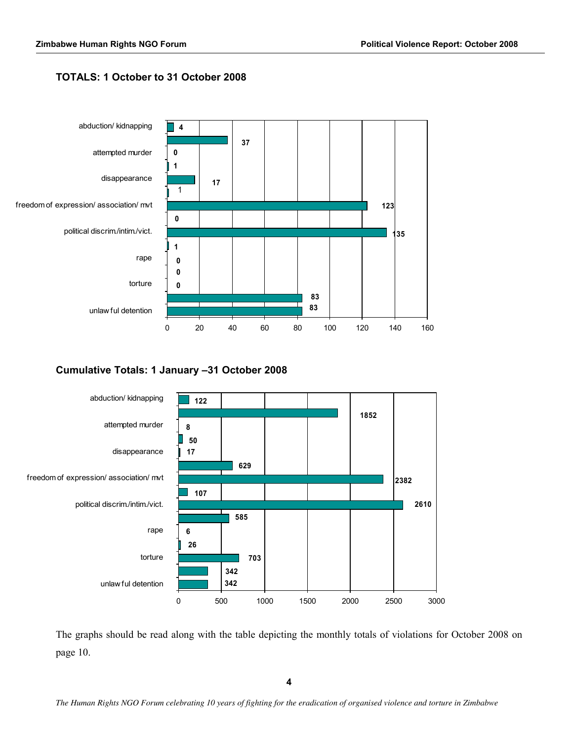## TOTALS: 1 October to 31 October 2008

| Category | Value |
|---|---|
| abduction/ kidnapping | 4 |
| | 37 |
| attempted murder | 0 |
| | 1 |
| disappearance | 17 |
| | 1 |
| freedom of expression/ association/ mvt | 123 |
| | 0 |
| political discrim./intim./vict. | 135 |
| | 1 |
| rape | 0 |
| | 0 |
| torture | 0 |
| | 83 |
| unlawful detention | 83 |

## Cumulative Totals: 1 January –31 October 2008

| Category | Value |
|---|---|
| abduction/ kidnapping | 122 |
| | 1852 |
| attempted murder | 8 |
| | 50 |
| disappearance | 17 |
| | 629 |
| freedom of expression/ association/ mvt | 2382 |
| | 107 |
| political discrim./intim./vict. | 2610 |
| | 585 |
| rape | 6 |
| | 26 |
| torture | 703 |
| | 342 |
| unlawful detention | 342 |

The graphs should be read along with the table depicting the monthly totals of violations for October 2008 on page 10.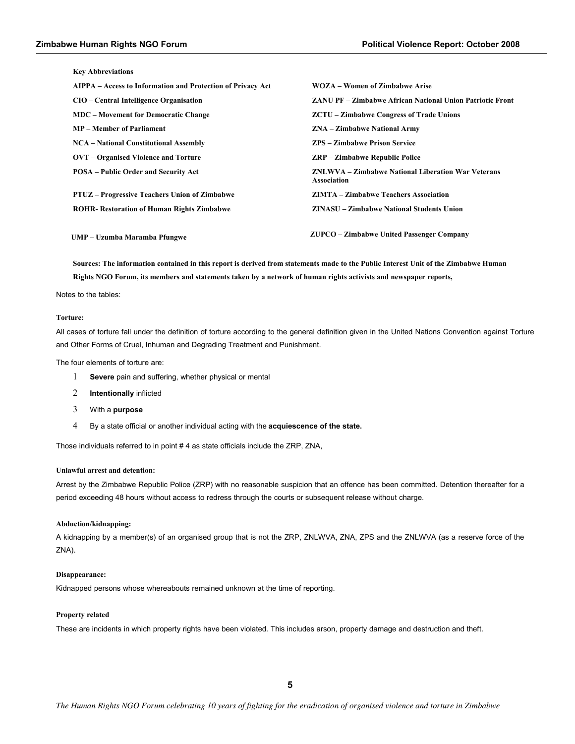**Key Abbreviations**

| | |
|---|---|
| **AIPPA – Access to Information and Protection of Privacy Act** | **WOZA – Women of Zimbabwe Arise** |
| **CIO – Central Intelligence Organisation** | **ZANU PF – Zimbabwe African National Union Patriotic Front** |
| **MDC – Movement for Democratic Change** | **ZCTU – Zimbabwe Congress of Trade Unions** |
| **MP – Member of Parliament** | **ZNA – Zimbabwe National Army** |
| **NCA – National Constitutional Assembly** | **ZPS – Zimbabwe Prison Service** |
| **OVT – Organised Violence and Torture** | **ZRP – Zimbabwe Republic Police** |
| **POSA – Public Order and Security Act** | **ZNLWVA – Zimbabwe National Liberation War Veterans Association** |
| **PTUZ – Progressive Teachers Union of Zimbabwe** | **ZIMTA – Zimbabwe Teachers Association** |
| **ROHR- Restoration of Human Rights Zimbabwe** | **ZINASU – Zimbabwe National Students Union** |
| **UMP – Uzumba Maramba Pfungwe** | **ZUPCO – Zimbabwe United Passenger Company** |

**Sources: The information contained in this report is derived from statements made to the Public Interest Unit of the Zimbabwe Human Rights NGO Forum, its members and statements taken by a network of human rights activists and newspaper reports,**

Notes to the tables:

**Torture:**

All cases of torture fall under the definition of torture according to the general definition given in the United Nations Convention against Torture and Other Forms of Cruel, Inhuman and Degrading Treatment and Punishment.

The four elements of torture are:

1. **Severe** pain and suffering, whether physical or mental
2. **Intentionally** inflicted
3. With a **purpose**
4. By a state official or another individual acting with the **acquiescence of the state.**

Those individuals referred to in point # 4 as state officials include the ZRP, ZNA,

**Unlawful arrest and detention:**

Arrest by the Zimbabwe Republic Police (ZRP) with no reasonable suspicion that an offence has been committed. Detention thereafter for a period exceeding 48 hours without access to redress through the courts or subsequent release without charge.

**Abduction/kidnapping:**

A kidnapping by a member(s) of an organised group that is not the ZRP, ZNLWVA, ZNA, ZPS and the ZNLWVA (as a reserve force of the ZNA).

**Disappearance:**

Kidnapped persons whose whereabouts remained unknown at the time of reporting.

**Property related**

These are incidents in which property rights have been violated. This includes arson, property damage and destruction and theft.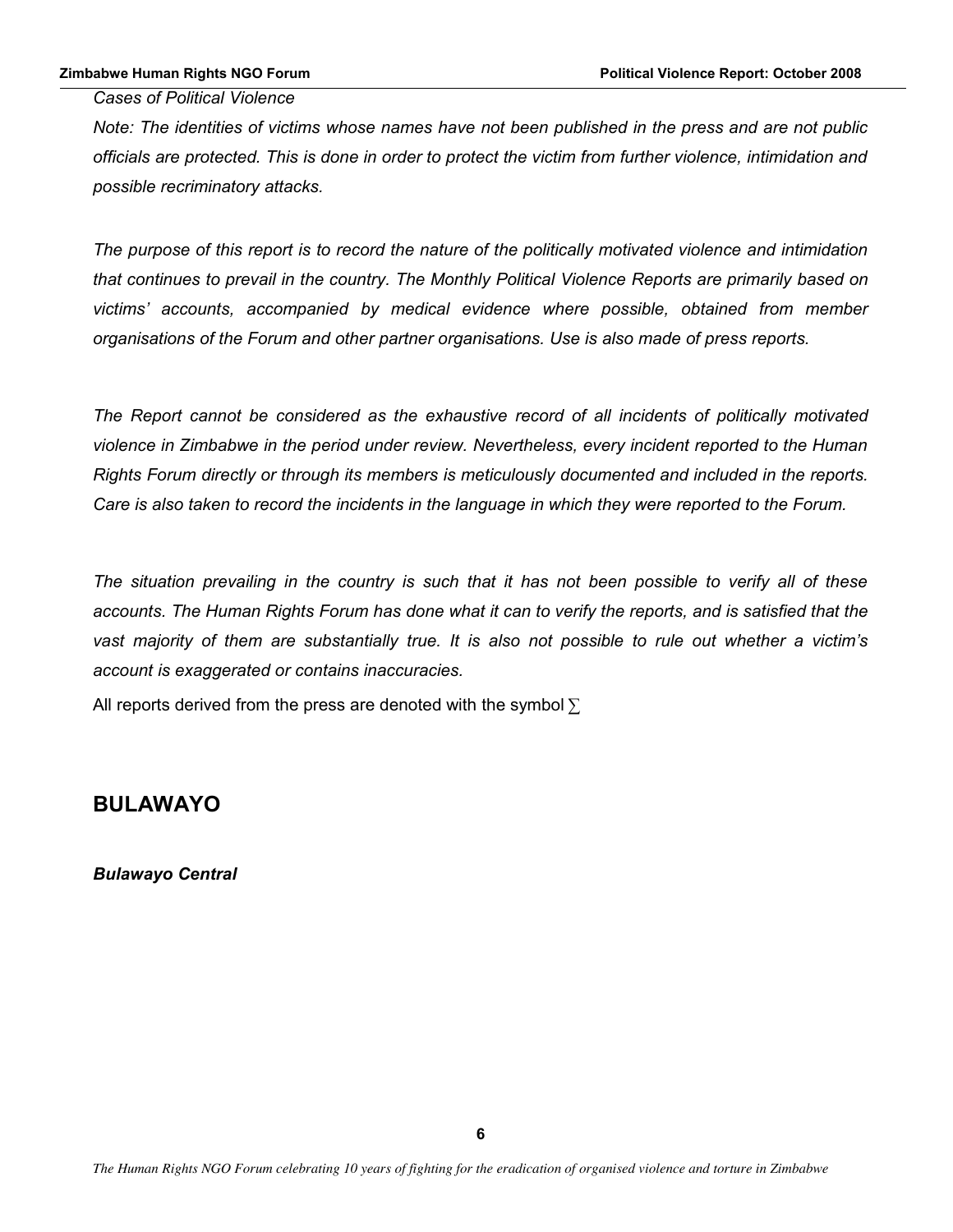*Cases of Political Violence*

*Note: The identities of victims whose names have not been published in the press and are not public officials are protected. This is done in order to protect the victim from further violence, intimidation and possible recriminatory attacks.*

*The purpose of this report is to record the nature of the politically motivated violence and intimidation that continues to prevail in the country. The Monthly Political Violence Reports are primarily based on victims' accounts, accompanied by medical evidence where possible, obtained from member organisations of the Forum and other partner organisations. Use is also made of press reports.*

*The Report cannot be considered as the exhaustive record of all incidents of politically motivated violence in Zimbabwe in the period under review. Nevertheless, every incident reported to the Human Rights Forum directly or through its members is meticulously documented and included in the reports. Care is also taken to record the incidents in the language in which they were reported to the Forum.*

*The situation prevailing in the country is such that it has not been possible to verify all of these accounts. The Human Rights Forum has done what it can to verify the reports, and is satisfied that the vast majority of them are substantially true. It is also not possible to rule out whether a victim's account is exaggerated or contains inaccuracies.*

All reports derived from the press are denoted with the symbol ∑

## BULAWAYO

***Bulawayo Central***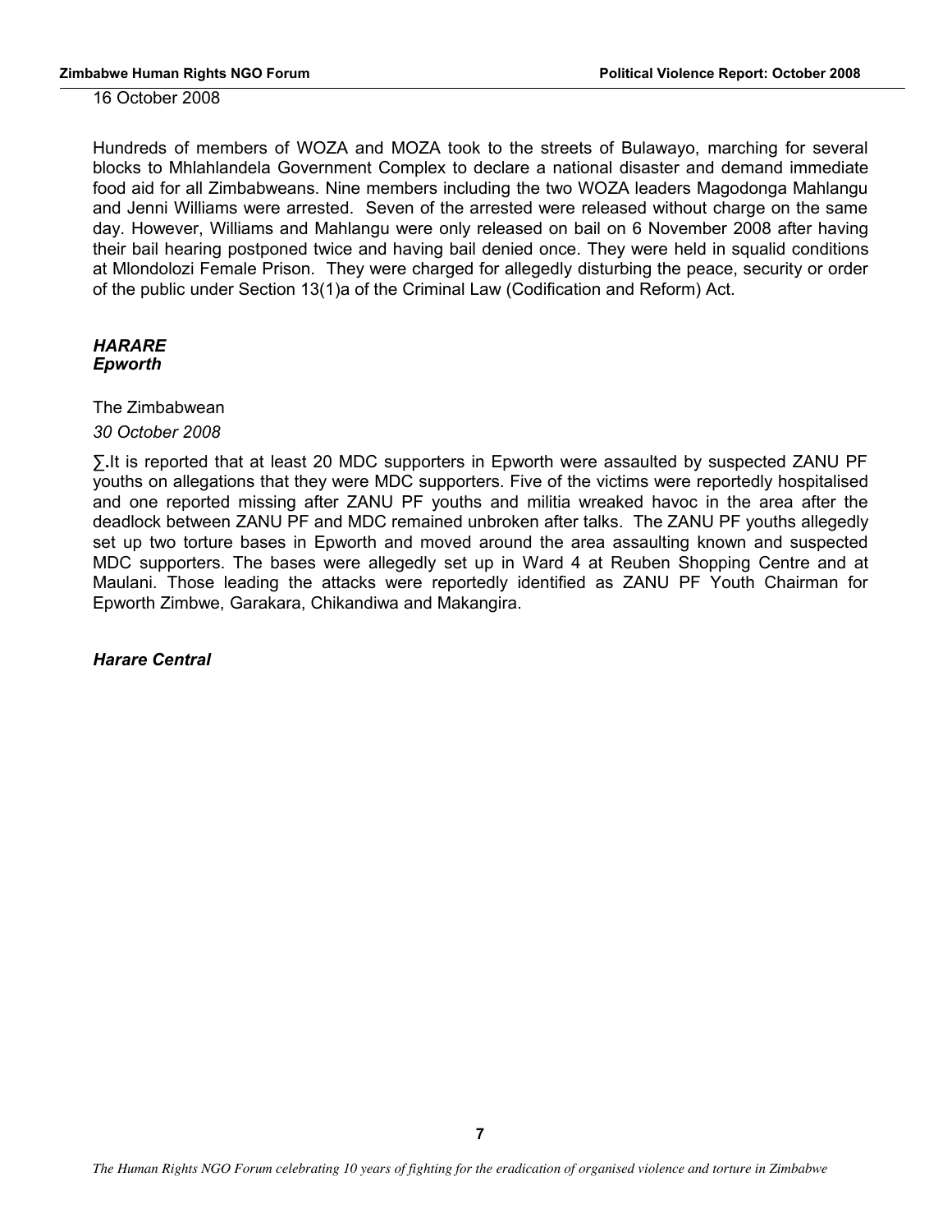16 October 2008

Hundreds of members of WOZA and MOZA took to the streets of Bulawayo, marching for several blocks to Mhlahlandela Government Complex to declare a national disaster and demand immediate food aid for all Zimbabweans. Nine members including the two WOZA leaders Magodonga Mahlangu and Jenni Williams were arrested. Seven of the arrested were released without charge on the same day. However, Williams and Mahlangu were only released on bail on 6 November 2008 after having their bail hearing postponed twice and having bail denied once. They were held in squalid conditions at Mlondolozi Female Prison. They were charged for allegedly disturbing the peace, security or order of the public under Section 13(1)a of the Criminal Law (Codification and Reform) Act.

***HARARE***
***Epworth***

The Zimbabwean

*30 October 2008*

∑**.**It is reported that at least 20 MDC supporters in Epworth were assaulted by suspected ZANU PF youths on allegations that they were MDC supporters. Five of the victims were reportedly hospitalised and one reported missing after ZANU PF youths and militia wreaked havoc in the area after the deadlock between ZANU PF and MDC remained unbroken after talks. The ZANU PF youths allegedly set up two torture bases in Epworth and moved around the area assaulting known and suspected MDC supporters. The bases were allegedly set up in Ward 4 at Reuben Shopping Centre and at Maulani. Those leading the attacks were reportedly identified as ZANU PF Youth Chairman for Epworth Zimbwe, Garakara, Chikandiwa and Makangira.

***Harare Central***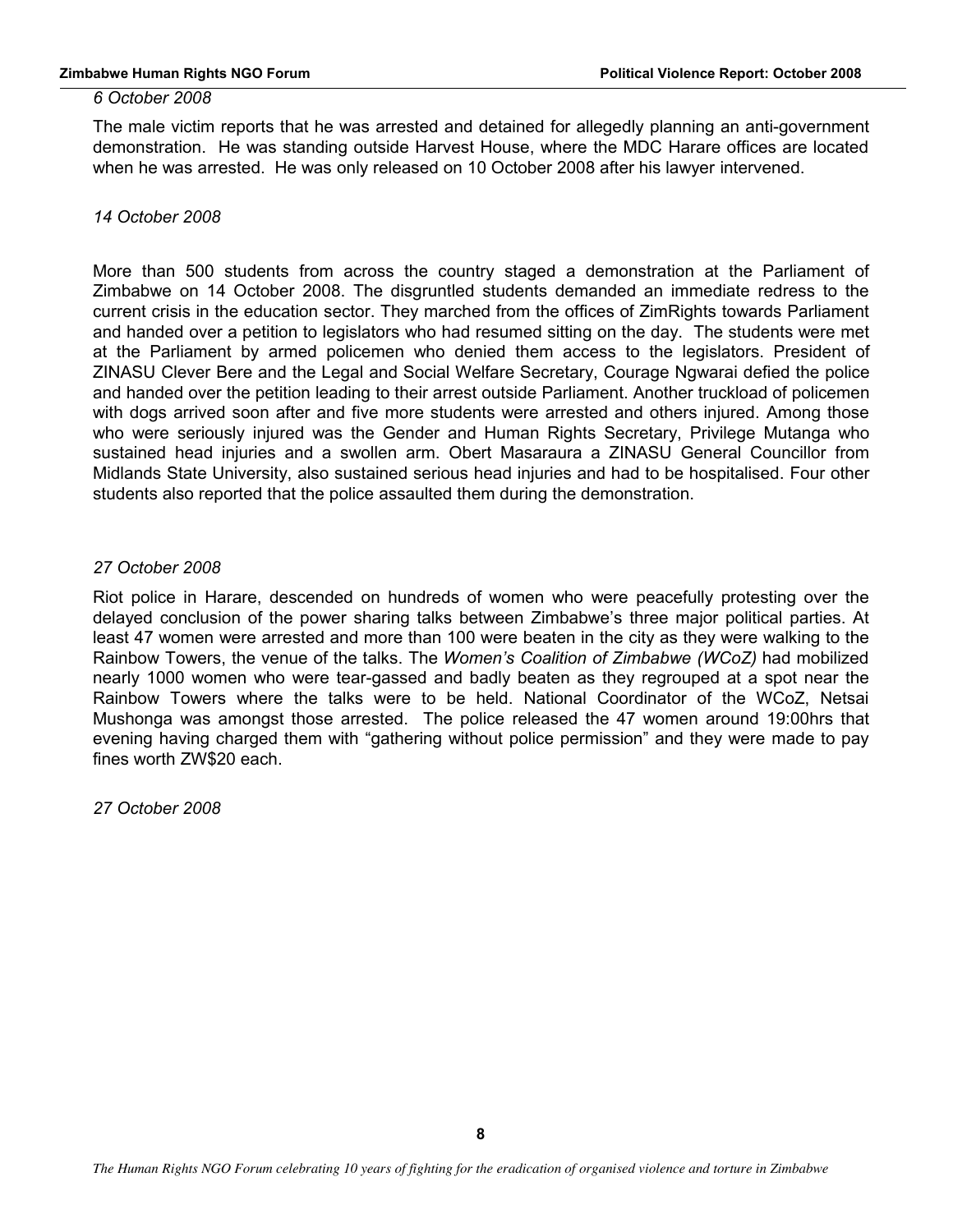*6 October 2008*

The male victim reports that he was arrested and detained for allegedly planning an anti-government demonstration. He was standing outside Harvest House, where the MDC Harare offices are located when he was arrested. He was only released on 10 October 2008 after his lawyer intervened.

*14 October 2008*

More than 500 students from across the country staged a demonstration at the Parliament of Zimbabwe on 14 October 2008. The disgruntled students demanded an immediate redress to the current crisis in the education sector. They marched from the offices of ZimRights towards Parliament and handed over a petition to legislators who had resumed sitting on the day. The students were met at the Parliament by armed policemen who denied them access to the legislators. President of ZINASU Clever Bere and the Legal and Social Welfare Secretary, Courage Ngwarai defied the police and handed over the petition leading to their arrest outside Parliament. Another truckload of policemen with dogs arrived soon after and five more students were arrested and others injured. Among those who were seriously injured was the Gender and Human Rights Secretary, Privilege Mutanga who sustained head injuries and a swollen arm. Obert Masaraura a ZINASU General Councillor from Midlands State University, also sustained serious head injuries and had to be hospitalised. Four other students also reported that the police assaulted them during the demonstration.

*27 October 2008*

Riot police in Harare, descended on hundreds of women who were peacefully protesting over the delayed conclusion of the power sharing talks between Zimbabwe's three major political parties. At least 47 women were arrested and more than 100 were beaten in the city as they were walking to the Rainbow Towers, the venue of the talks. The *Women's Coalition of Zimbabwe (WCoZ)* had mobilized nearly 1000 women who were tear-gassed and badly beaten as they regrouped at a spot near the Rainbow Towers where the talks were to be held. National Coordinator of the WCoZ, Netsai Mushonga was amongst those arrested. The police released the 47 women around 19:00hrs that evening having charged them with "gathering without police permission" and they were made to pay fines worth ZW$20 each.

*27 October 2008*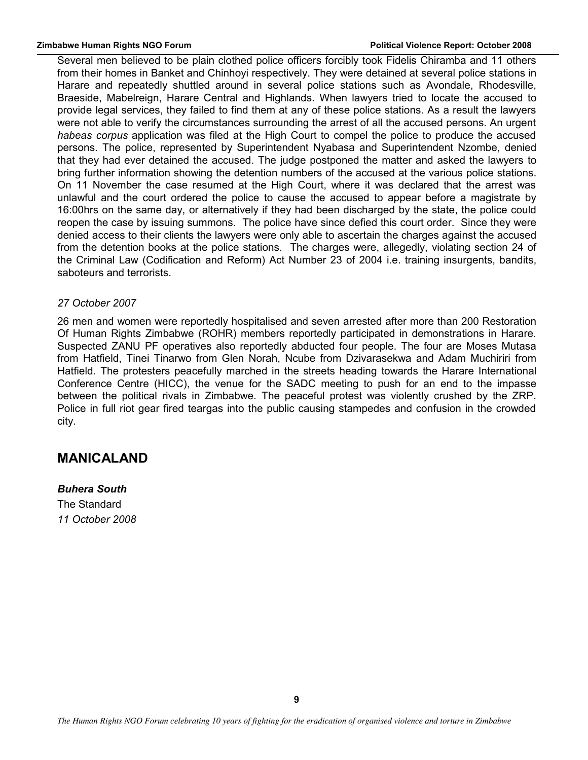Several men believed to be plain clothed police officers forcibly took Fidelis Chiramba and 11 others from their homes in Banket and Chinhoyi respectively. They were detained at several police stations in Harare and repeatedly shuttled around in several police stations such as Avondale, Rhodesville, Braeside, Mabelreign, Harare Central and Highlands. When lawyers tried to locate the accused to provide legal services, they failed to find them at any of these police stations. As a result the lawyers were not able to verify the circumstances surrounding the arrest of all the accused persons. An urgent *habeas corpus* application was filed at the High Court to compel the police to produce the accused persons. The police, represented by Superintendent Nyabasa and Superintendent Nzombe, denied that they had ever detained the accused. The judge postponed the matter and asked the lawyers to bring further information showing the detention numbers of the accused at the various police stations. On 11 November the case resumed at the High Court, where it was declared that the arrest was unlawful and the court ordered the police to cause the accused to appear before a magistrate by 16:00hrs on the same day, or alternatively if they had been discharged by the state, the police could reopen the case by issuing summons. The police have since defied this court order. Since they were denied access to their clients the lawyers were only able to ascertain the charges against the accused from the detention books at the police stations. The charges were, allegedly, violating section 24 of the Criminal Law (Codification and Reform) Act Number 23 of 2004 i.e. training insurgents, bandits, saboteurs and terrorists.

*27 October 2007*

26 men and women were reportedly hospitalised and seven arrested after more than 200 Restoration Of Human Rights Zimbabwe (ROHR) members reportedly participated in demonstrations in Harare. Suspected ZANU PF operatives also reportedly abducted four people. The four are Moses Mutasa from Hatfield, Tinei Tinarwo from Glen Norah, Ncube from Dzivarasekwa and Adam Muchiriri from Hatfield. The protesters peacefully marched in the streets heading towards the Harare International Conference Centre (HICC), the venue for the SADC meeting to push for an end to the impasse between the political rivals in Zimbabwe. The peaceful protest was violently crushed by the ZRP. Police in full riot gear fired teargas into the public causing stampedes and confusion in the crowded city.

## MANICALAND

***Buhera South***

The Standard

*11 October 2008*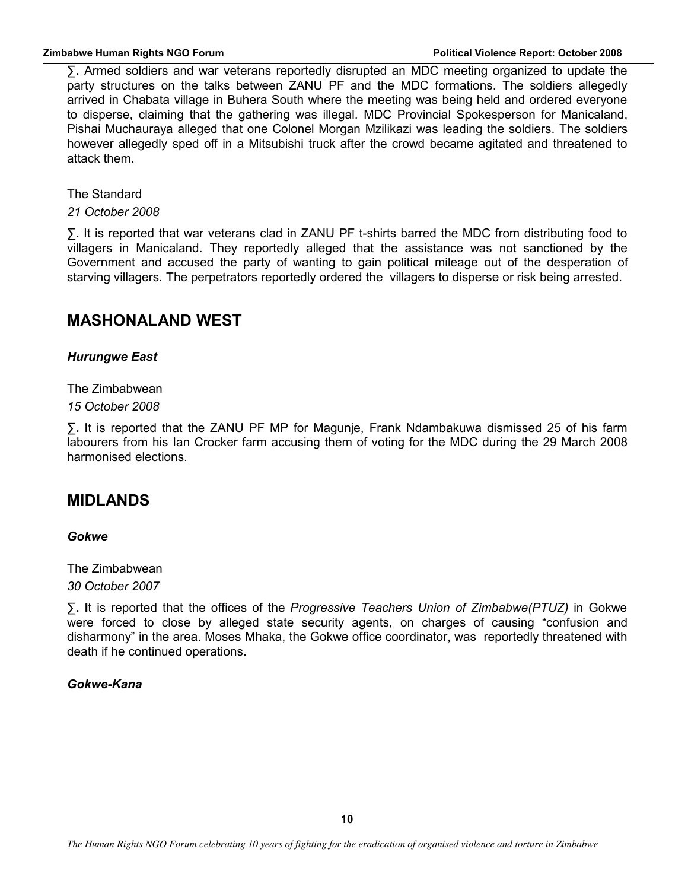∑. Armed soldiers and war veterans reportedly disrupted an MDC meeting organized to update the party structures on the talks between ZANU PF and the MDC formations. The soldiers allegedly arrived in Chabata village in Buhera South where the meeting was being held and ordered everyone to disperse, claiming that the gathering was illegal. MDC Provincial Spokesperson for Manicaland, Pishai Muchauraya alleged that one Colonel Morgan Mzilikazi was leading the soldiers. The soldiers however allegedly sped off in a Mitsubishi truck after the crowd became agitated and threatened to attack them.

The Standard
*21 October 2008*

∑. It is reported that war veterans clad in ZANU PF t-shirts barred the MDC from distributing food to villagers in Manicaland. They reportedly alleged that the assistance was not sanctioned by the Government and accused the party of wanting to gain political mileage out of the desperation of starving villagers. The perpetrators reportedly ordered the villagers to disperse or risk being arrested.

## MASHONALAND WEST

### *Hurungwe East*

The Zimbabwean
*15 October 2008*

∑. It is reported that the ZANU PF MP for Magunje, Frank Ndambakuwa dismissed 25 of his farm labourers from his Ian Crocker farm accusing them of voting for the MDC during the 29 March 2008 harmonised elections.

## MIDLANDS

### *Gokwe*

The Zimbabwean
*30 October 2007*

∑. **I**t is reported that the offices of the *Progressive Teachers Union of Zimbabwe(PTUZ)* in Gokwe were forced to close by alleged state security agents, on charges of causing "confusion and disharmony" in the area. Moses Mhaka, the Gokwe office coordinator, was reportedly threatened with death if he continued operations.

### *Gokwe-Kana*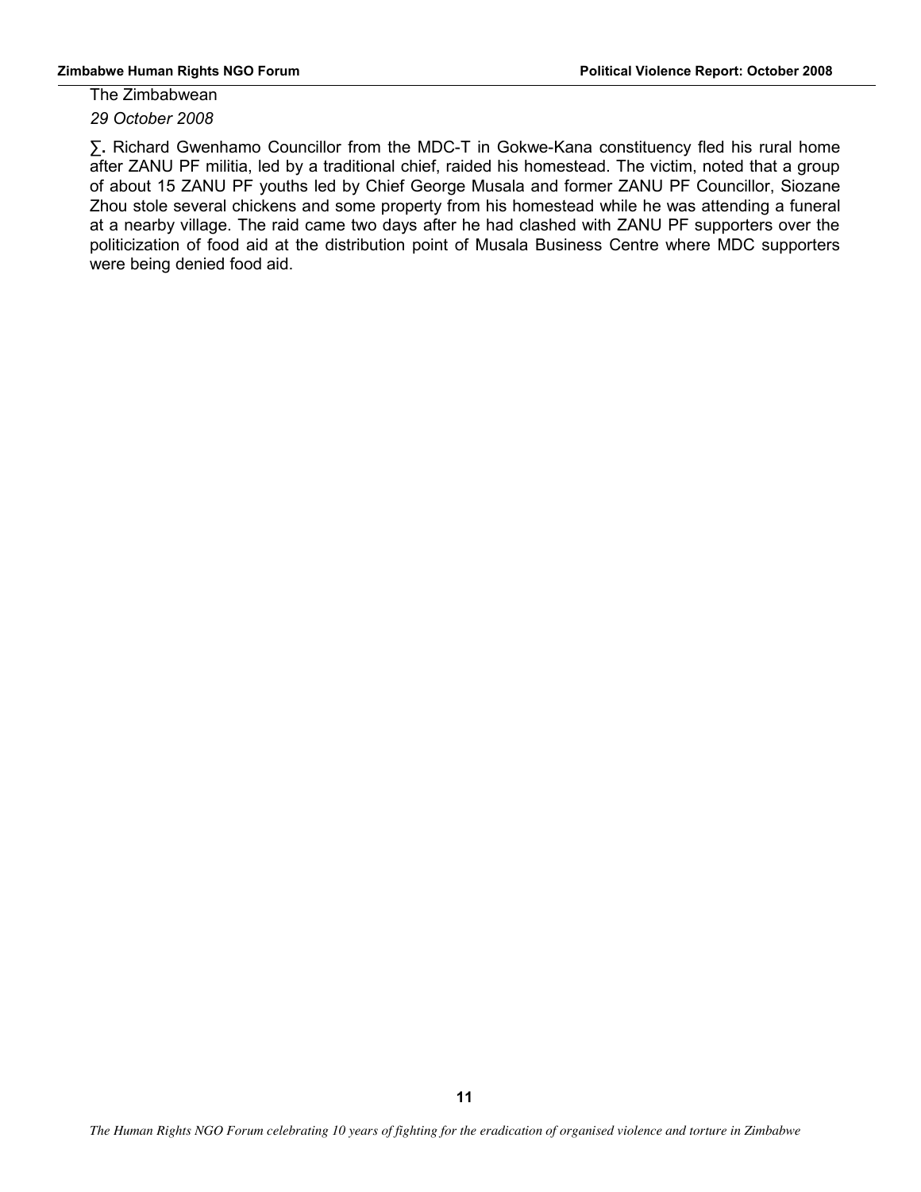The Zimbabwean

*29 October 2008*

- Richard Gwenhamo Councillor from the MDC-T in Gokwe-Kana constituency fled his rural home after ZANU PF militia, led by a traditional chief, raided his homestead. The victim, noted that a group of about 15 ZANU PF youths led by Chief George Musala and former ZANU PF Councillor, Siozane Zhou stole several chickens and some property from his homestead while he was attending a funeral at a nearby village. The raid came two days after he had clashed with ZANU PF supporters over the politicization of food aid at the distribution point of Musala Business Centre where MDC supporters were being denied food aid.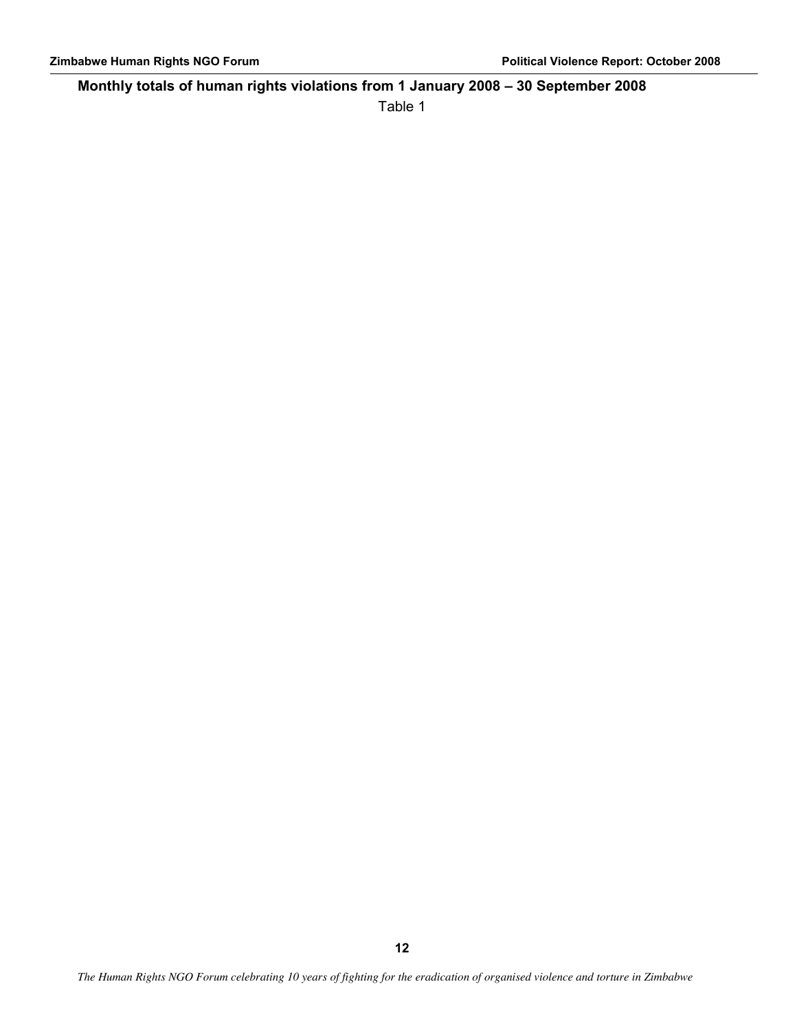## Monthly totals of human rights violations from 1 January 2008 – 30 September 2008

Table 1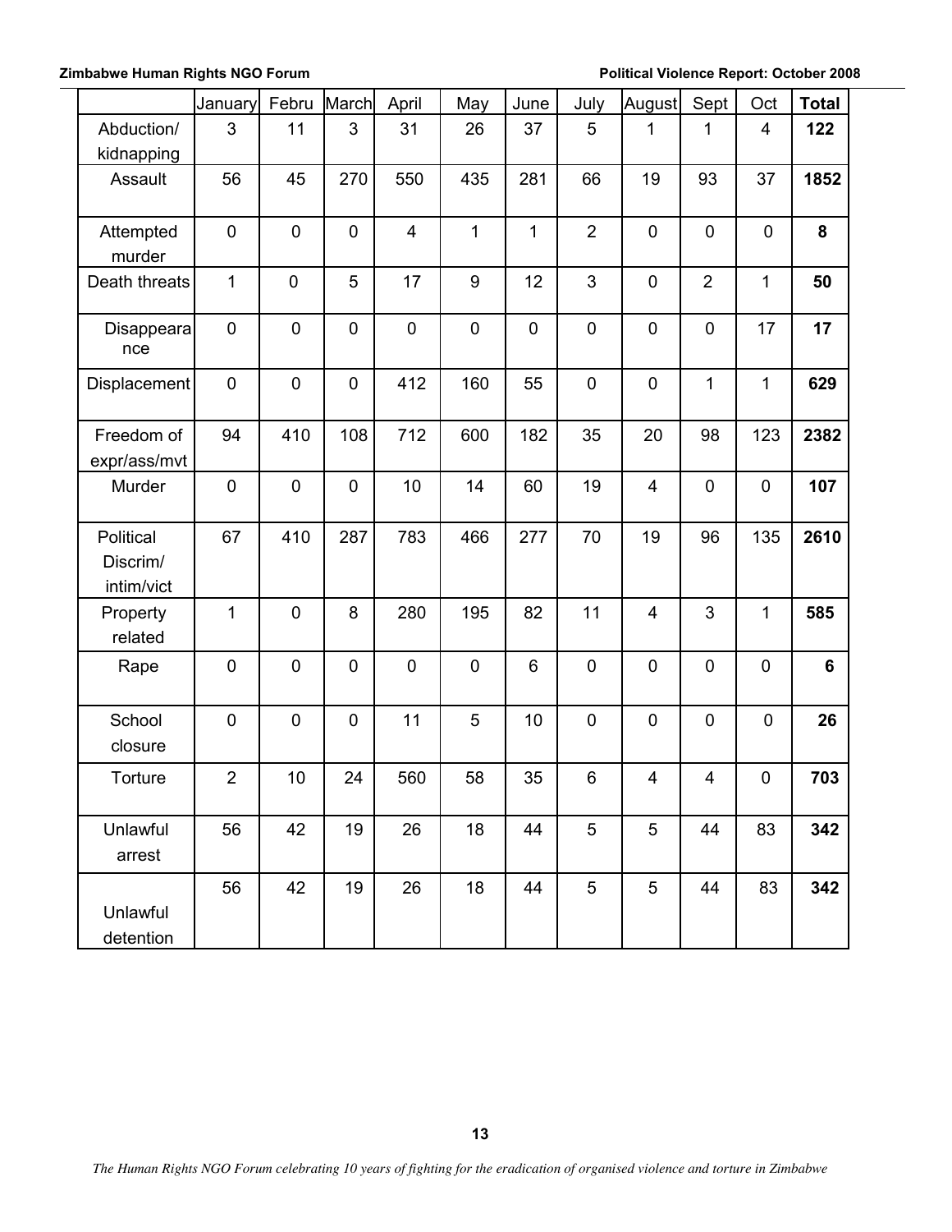| | January | Febru | March | April | May | June | July | August | Sept | Oct | **Total** |
|---|---|---|---|---|---|---|---|---|---|---|---|
| Abduction/ kidnapping | 3 | 11 | 3 | 31 | 26 | 37 | 5 | 1 | 1 | 4 | **122** |
| Assault | 56 | 45 | 270 | 550 | 435 | 281 | 66 | 19 | 93 | 37 | **1852** |
| Attempted murder | 0 | 0 | 0 | 4 | 1 | 1 | 2 | 0 | 0 | 0 | **8** |
| Death threats | 1 | 0 | 5 | 17 | 9 | 12 | 3 | 0 | 2 | 1 | **50** |
| Disappearance | 0 | 0 | 0 | 0 | 0 | 0 | 0 | 0 | 0 | 17 | **17** |
| Displacement | 0 | 0 | 0 | 412 | 160 | 55 | 0 | 0 | 1 | 1 | **629** |
| Freedom of expr/ass/mvt | 94 | 410 | 108 | 712 | 600 | 182 | 35 | 20 | 98 | 123 | **2382** |
| Murder | 0 | 0 | 0 | 10 | 14 | 60 | 19 | 4 | 0 | 0 | **107** |
| Political Discrim/ intim/vict | 67 | 410 | 287 | 783 | 466 | 277 | 70 | 19 | 96 | 135 | **2610** |
| Property related | 1 | 0 | 8 | 280 | 195 | 82 | 11 | 4 | 3 | 1 | **585** |
| Rape | 0 | 0 | 0 | 0 | 0 | 6 | 0 | 0 | 0 | 0 | **6** |
| School closure | 0 | 0 | 0 | 11 | 5 | 10 | 0 | 0 | 0 | 0 | **26** |
| Torture | 2 | 10 | 24 | 560 | 58 | 35 | 6 | 4 | 4 | 0 | **703** |
| Unlawful arrest | 56 | 42 | 19 | 26 | 18 | 44 | 5 | 5 | 44 | 83 | **342** |
| Unlawful detention | 56 | 42 | 19 | 26 | 18 | 44 | 5 | 5 | 44 | 83 | **342** |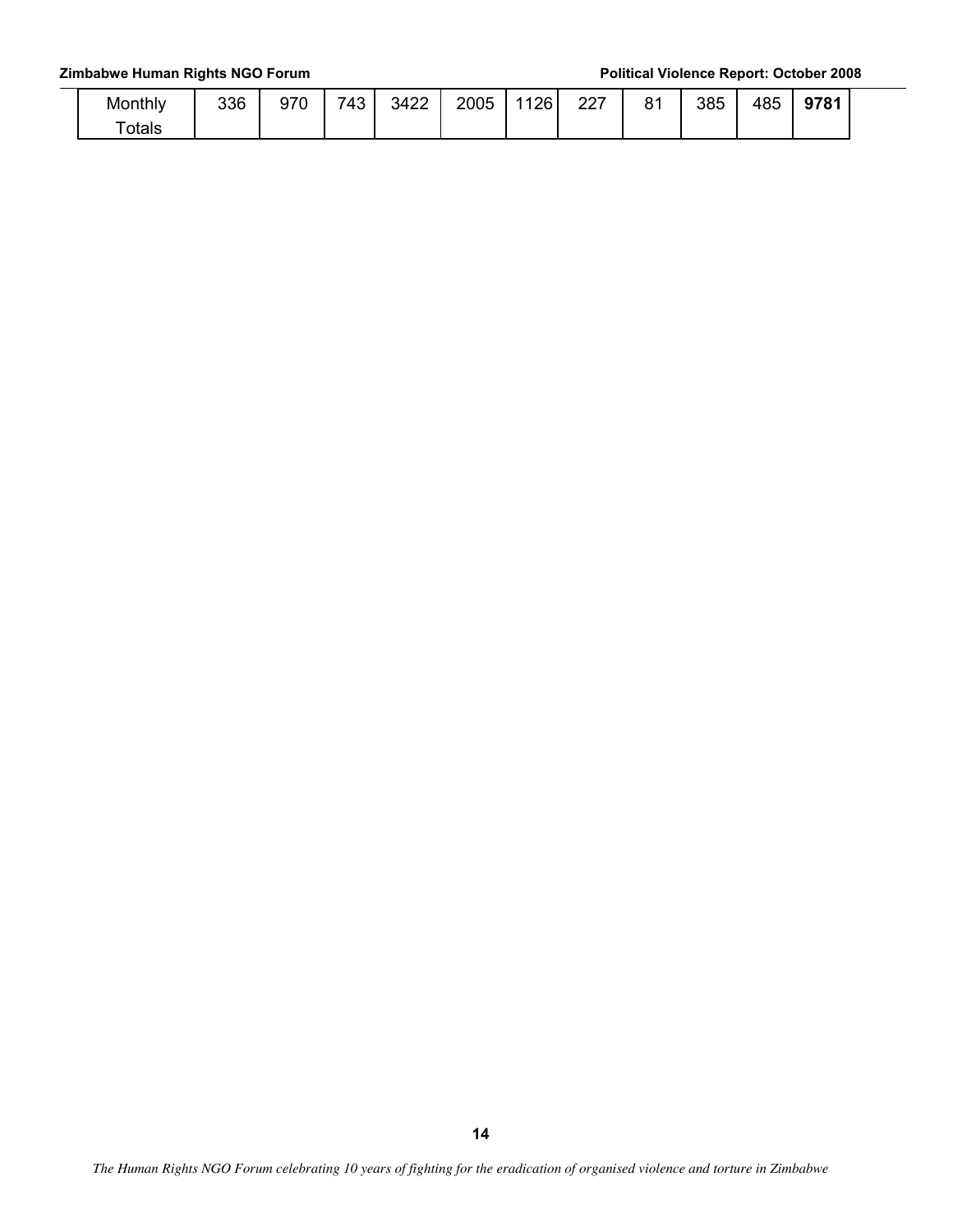| Monthly Totals | 336 | 970 | 743 | 3422 | 2005 | 1126 | 227 | 81 | 385 | 485 | **9781** |
|---|---|---|---|---|---|---|---|---|---|---|---|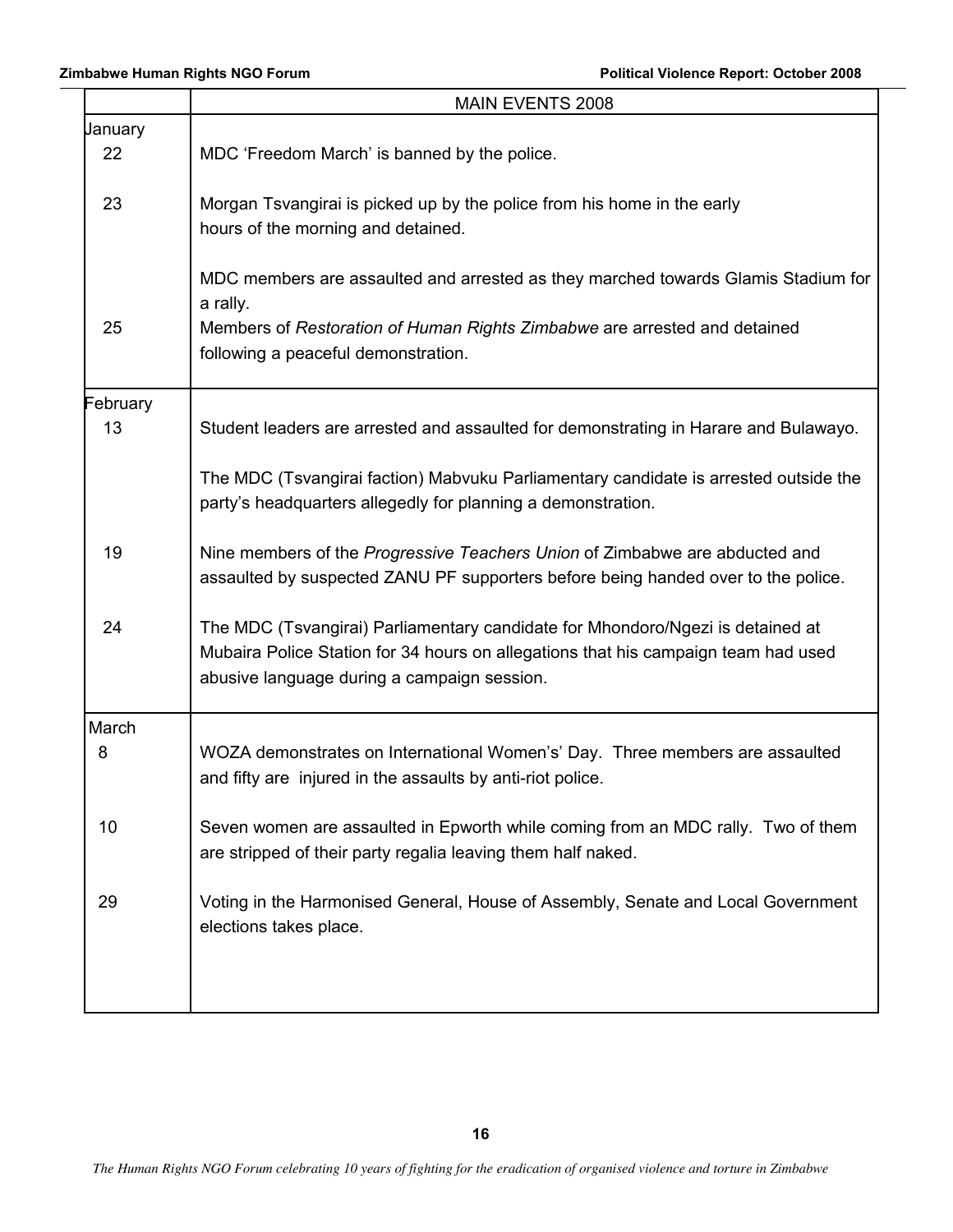| | MAIN EVENTS 2008 |
|---|---|
| January | |
| 22 | MDC 'Freedom March' is banned by the police. |
| 23 | Morgan Tsvangirai is picked up by the police from his home in the early hours of the morning and detained. |
| | MDC members are assaulted and arrested as they marched towards Glamis Stadium for a rally. |
| 25 | Members of *Restoration of Human Rights Zimbabwe* are arrested and detained following a peaceful demonstration. |
| February | |
| 13 | Student leaders are arrested and assaulted for demonstrating in Harare and Bulawayo. |
| | The MDC (Tsvangirai faction) Mabvuku Parliamentary candidate is arrested outside the party's headquarters allegedly for planning a demonstration. |
| 19 | Nine members of the *Progressive Teachers Union* of Zimbabwe are abducted and assaulted by suspected ZANU PF supporters before being handed over to the police. |
| 24 | The MDC (Tsvangirai) Parliamentary candidate for Mhondoro/Ngezi is detained at Mubaira Police Station for 34 hours on allegations that his campaign team had used abusive language during a campaign session. |
| March | |
| 8 | WOZA demonstrates on International Women's' Day. Three members are assaulted and fifty are injured in the assaults by anti-riot police. |
| 10 | Seven women are assaulted in Epworth while coming from an MDC rally. Two of them are stripped of their party regalia leaving them half naked. |
| 29 | Voting in the Harmonised General, House of Assembly, Senate and Local Government elections takes place. |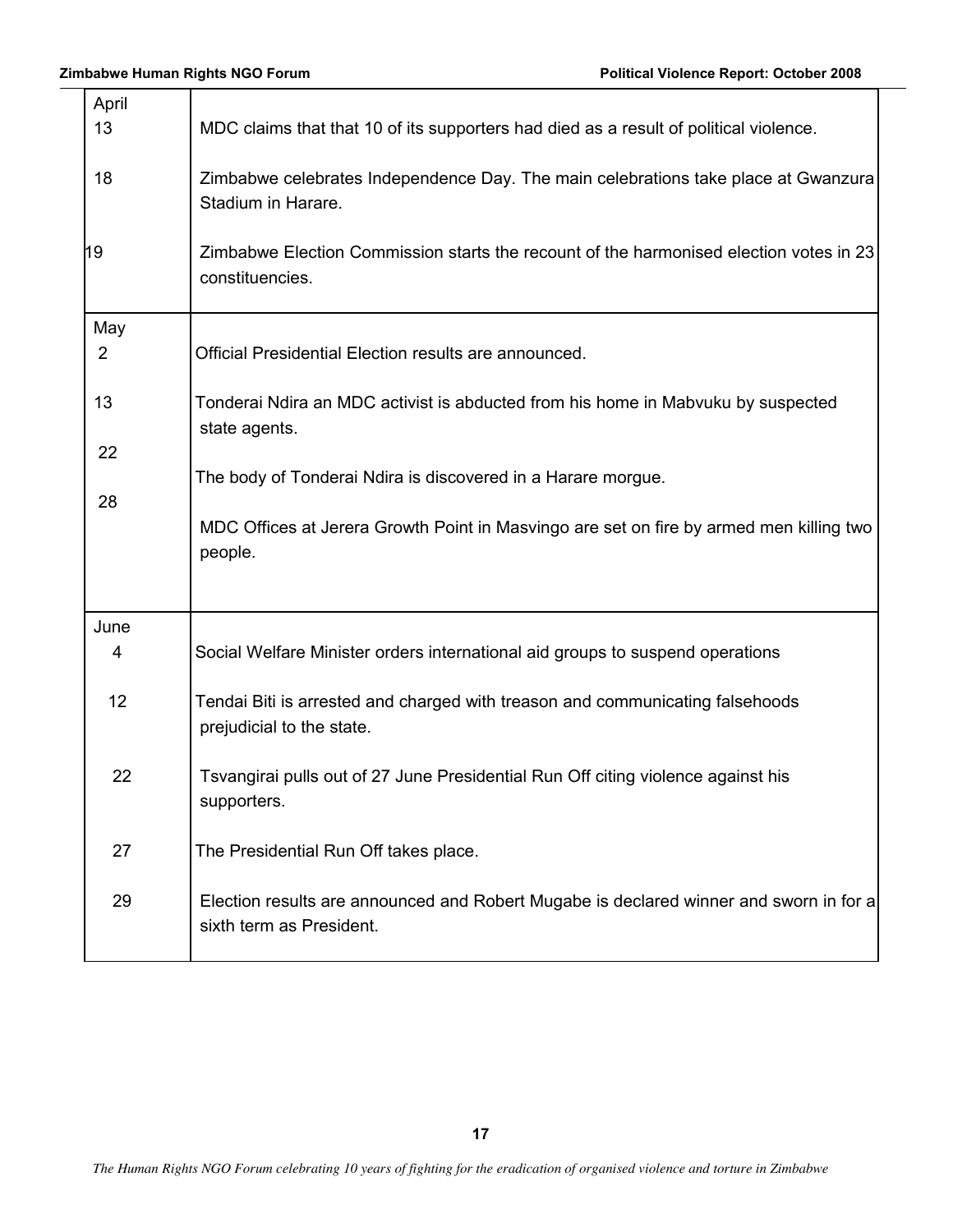| | |
|---|---|
| **April** | |
| 13 | MDC claims that that 10 of its supporters had died as a result of political violence. |
| 18 | Zimbabwe celebrates Independence Day. The main celebrations take place at Gwanzura Stadium in Harare. |
| 19 | Zimbabwe Election Commission starts the recount of the harmonised election votes in 23 constituencies. |
| **May** | |
| 2 | Official Presidential Election results are announced. |
| 13 | Tonderai Ndira an MDC activist is abducted from his home in Mabvuku by suspected state agents. |
| 22 | The body of Tonderai Ndira is discovered in a Harare morgue. |
| 28 | MDC Offices at Jerera Growth Point in Masvingo are set on fire by armed men killing two people. |
| **June** | |
| 4 | Social Welfare Minister orders international aid groups to suspend operations |
| 12 | Tendai Biti is arrested and charged with treason and communicating falsehoods prejudicial to the state. |
| 22 | Tsvangirai pulls out of 27 June Presidential Run Off citing violence against his supporters. |
| 27 | The Presidential Run Off takes place. |
| 29 | Election results are announced and Robert Mugabe is declared winner and sworn in for a sixth term as President. |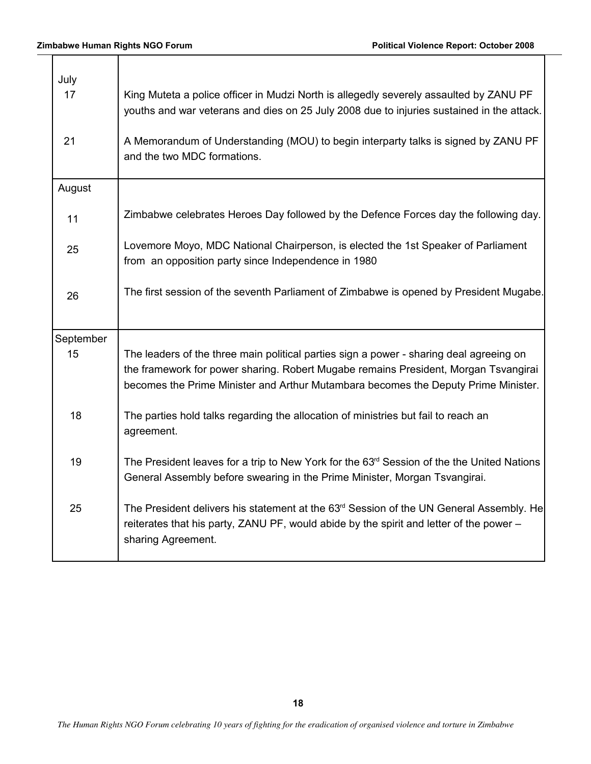| | |
|---|---|
| July | |
| 17 | King Muteta a police officer in Mudzi North is allegedly severely assaulted by ZANU PF youths and war veterans and dies on 25 July 2008 due to injuries sustained in the attack. |
| 21 | A Memorandum of Understanding (MOU) to begin interparty talks is signed by ZANU PF and the two MDC formations. |
| August | |
| 11 | Zimbabwe celebrates Heroes Day followed by the Defence Forces day the following day. |
| 25 | Lovemore Moyo, MDC National Chairperson, is elected the 1st Speaker of Parliament from an opposition party since Independence in 1980 |
| 26 | The first session of the seventh Parliament of Zimbabwe is opened by President Mugabe. |
| September | |
| 15 | The leaders of the three main political parties sign a power - sharing deal agreeing on the framework for power sharing. Robert Mugabe remains President, Morgan Tsvangirai becomes the Prime Minister and Arthur Mutambara becomes the Deputy Prime Minister. |
| 18 | The parties hold talks regarding the allocation of ministries but fail to reach an agreement. |
| 19 | The President leaves for a trip to New York for the 63rd Session of the the United Nations General Assembly before swearing in the Prime Minister, Morgan Tsvangirai. |
| 25 | The President delivers his statement at the 63rd Session of the UN General Assembly. He reiterates that his party, ZANU PF, would abide by the spirit and letter of the power – sharing Agreement. |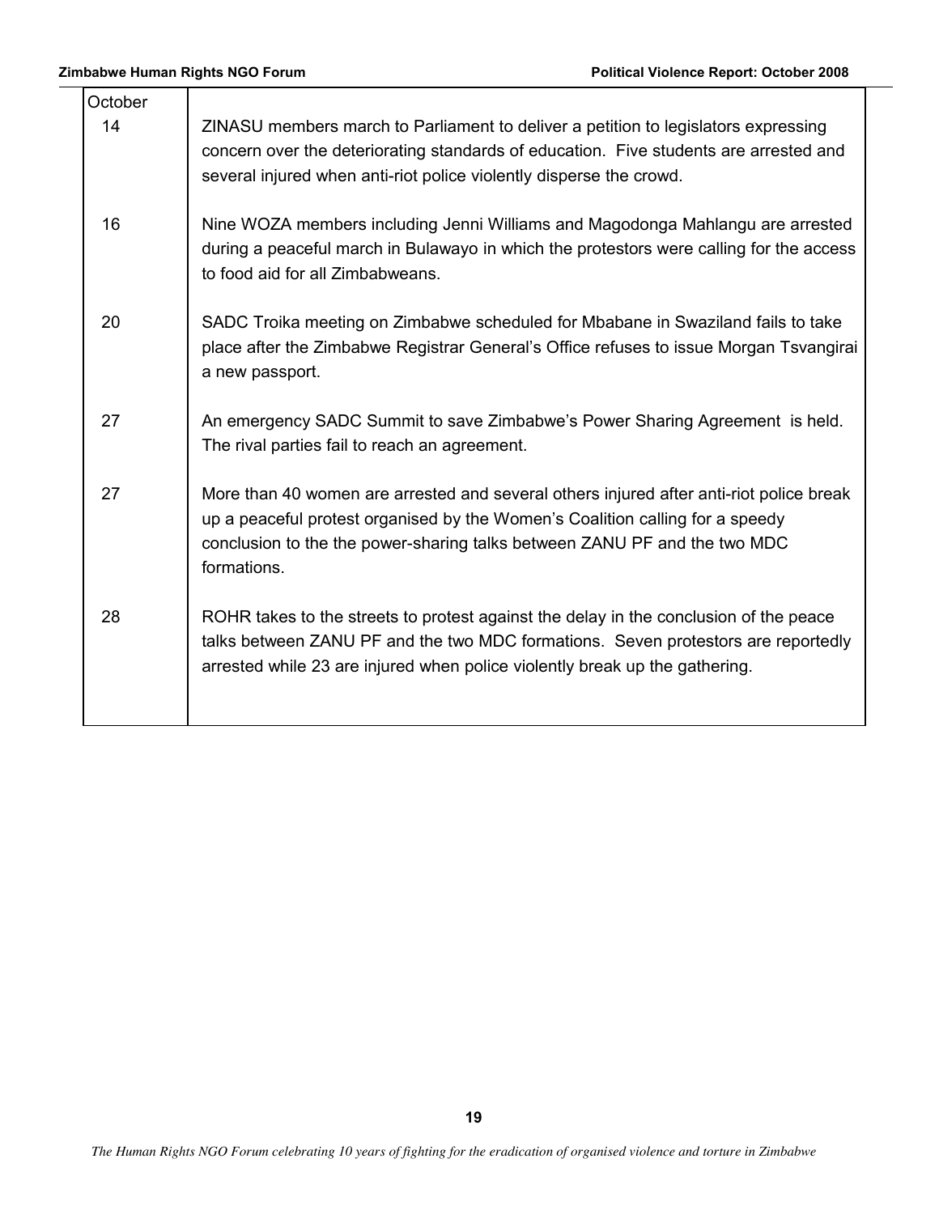| October | |
|---|---|
| 14 | ZINASU members march to Parliament to deliver a petition to legislators expressing concern over the deteriorating standards of education. Five students are arrested and several injured when anti-riot police violently disperse the crowd. |
| 16 | Nine WOZA members including Jenni Williams and Magodonga Mahlangu are arrested during a peaceful march in Bulawayo in which the protestors were calling for the access to food aid for all Zimbabweans. |
| 20 | SADC Troika meeting on Zimbabwe scheduled for Mbabane in Swaziland fails to take place after the Zimbabwe Registrar General's Office refuses to issue Morgan Tsvangirai a new passport. |
| 27 | An emergency SADC Summit to save Zimbabwe's Power Sharing Agreement is held. The rival parties fail to reach an agreement. |
| 27 | More than 40 women are arrested and several others injured after anti-riot police break up a peaceful protest organised by the Women's Coalition calling for a speedy conclusion to the the power-sharing talks between ZANU PF and the two MDC formations. |
| 28 | ROHR takes to the streets to protest against the delay in the conclusion of the peace talks between ZANU PF and the two MDC formations. Seven protestors are reportedly arrested while 23 are injured when police violently break up the gathering. |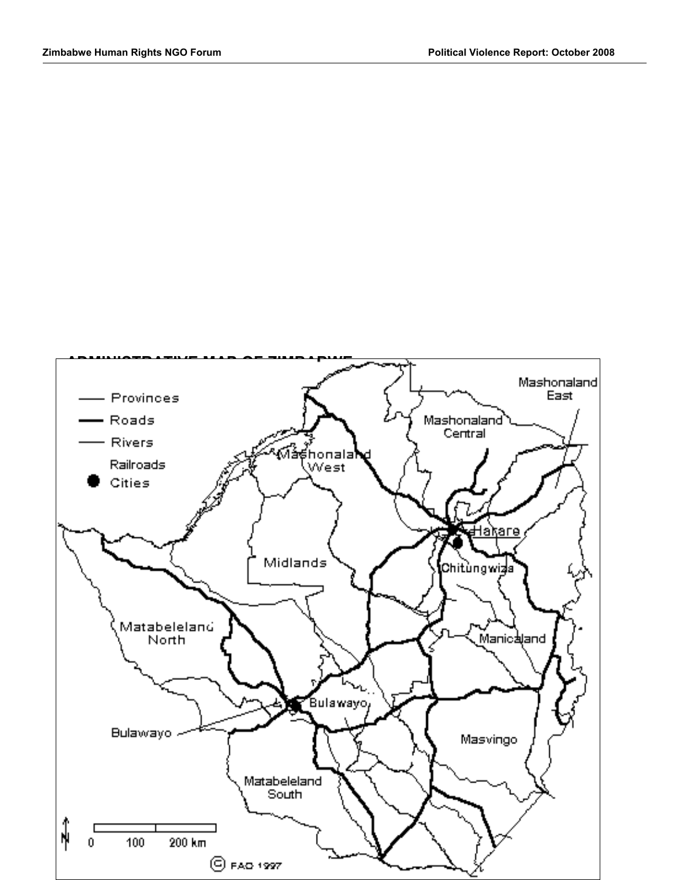**ADMINISTRATIVE MAP OF ZIMBABWE**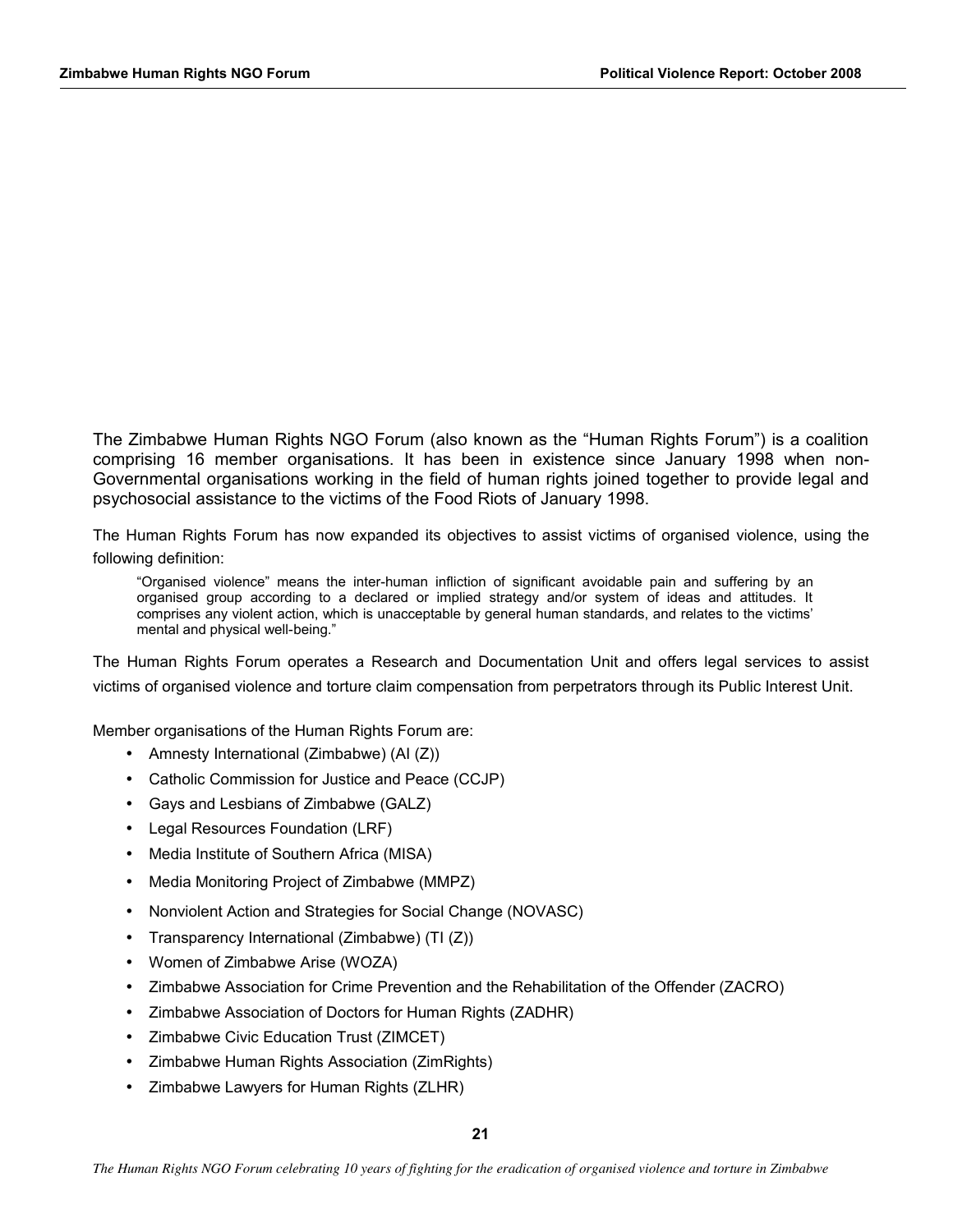The Zimbabwe Human Rights NGO Forum (also known as the "Human Rights Forum") is a coalition comprising 16 member organisations. It has been in existence since January 1998 when non-Governmental organisations working in the field of human rights joined together to provide legal and psychosocial assistance to the victims of the Food Riots of January 1998.

The Human Rights Forum has now expanded its objectives to assist victims of organised violence, using the following definition:

> "Organised violence" means the inter-human infliction of significant avoidable pain and suffering by an organised group according to a declared or implied strategy and/or system of ideas and attitudes. It comprises any violent action, which is unacceptable by general human standards, and relates to the victims' mental and physical well-being."

The Human Rights Forum operates a Research and Documentation Unit and offers legal services to assist victims of organised violence and torture claim compensation from perpetrators through its Public Interest Unit.

Member organisations of the Human Rights Forum are:

- Amnesty International (Zimbabwe) (AI (Z))
- Catholic Commission for Justice and Peace (CCJP)
- Gays and Lesbians of Zimbabwe (GALZ)
- Legal Resources Foundation (LRF)
- Media Institute of Southern Africa (MISA)
- Media Monitoring Project of Zimbabwe (MMPZ)
- Nonviolent Action and Strategies for Social Change (NOVASC)
- Transparency International (Zimbabwe) (TI (Z))
- Women of Zimbabwe Arise (WOZA)
- Zimbabwe Association for Crime Prevention and the Rehabilitation of the Offender (ZACRO)
- Zimbabwe Association of Doctors for Human Rights (ZADHR)
- Zimbabwe Civic Education Trust (ZIMCET)
- Zimbabwe Human Rights Association (ZimRights)
- Zimbabwe Lawyers for Human Rights (ZLHR)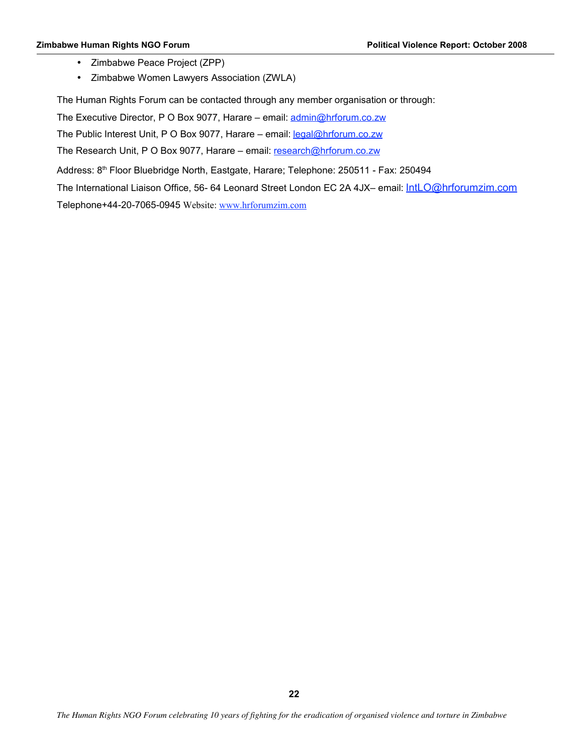- Zimbabwe Peace Project (ZPP)
- Zimbabwe Women Lawyers Association (ZWLA)

The Human Rights Forum can be contacted through any member organisation or through:

The Executive Director, P O Box 9077, Harare – email: admin@hrforum.co.zw

The Public Interest Unit, P O Box 9077, Harare – email: legal@hrforum.co.zw

The Research Unit, P O Box 9077, Harare – email: research@hrforum.co.zw

Address: 8th Floor Bluebridge North, Eastgate, Harare; Telephone: 250511 - Fax: 250494

The International Liaison Office, 56- 64 Leonard Street London EC 2A 4JX– email: IntLO@hrforumzim.com

Telephone+44-20-7065-0945 Website: www.hrforumzim.com